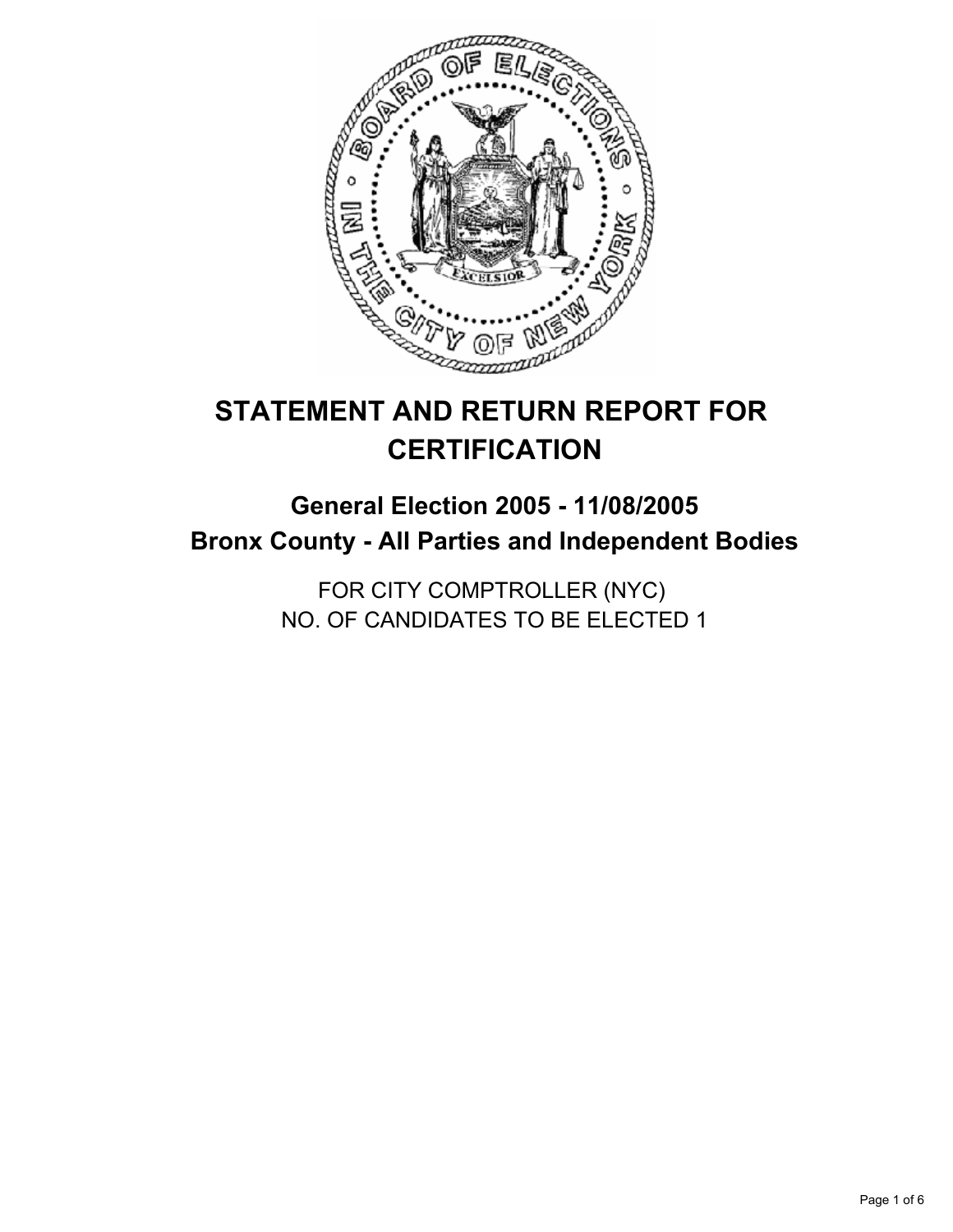# STATEMENT AND RETURN REPORT FOR CERTIFICATION

## General Election 2005 - 11/08/2005
## Bronx County - All Parties and Independent Bodies

FOR CITY COMPTROLLER (NYC)
NO. OF CANDIDATES TO BE ELECTED 1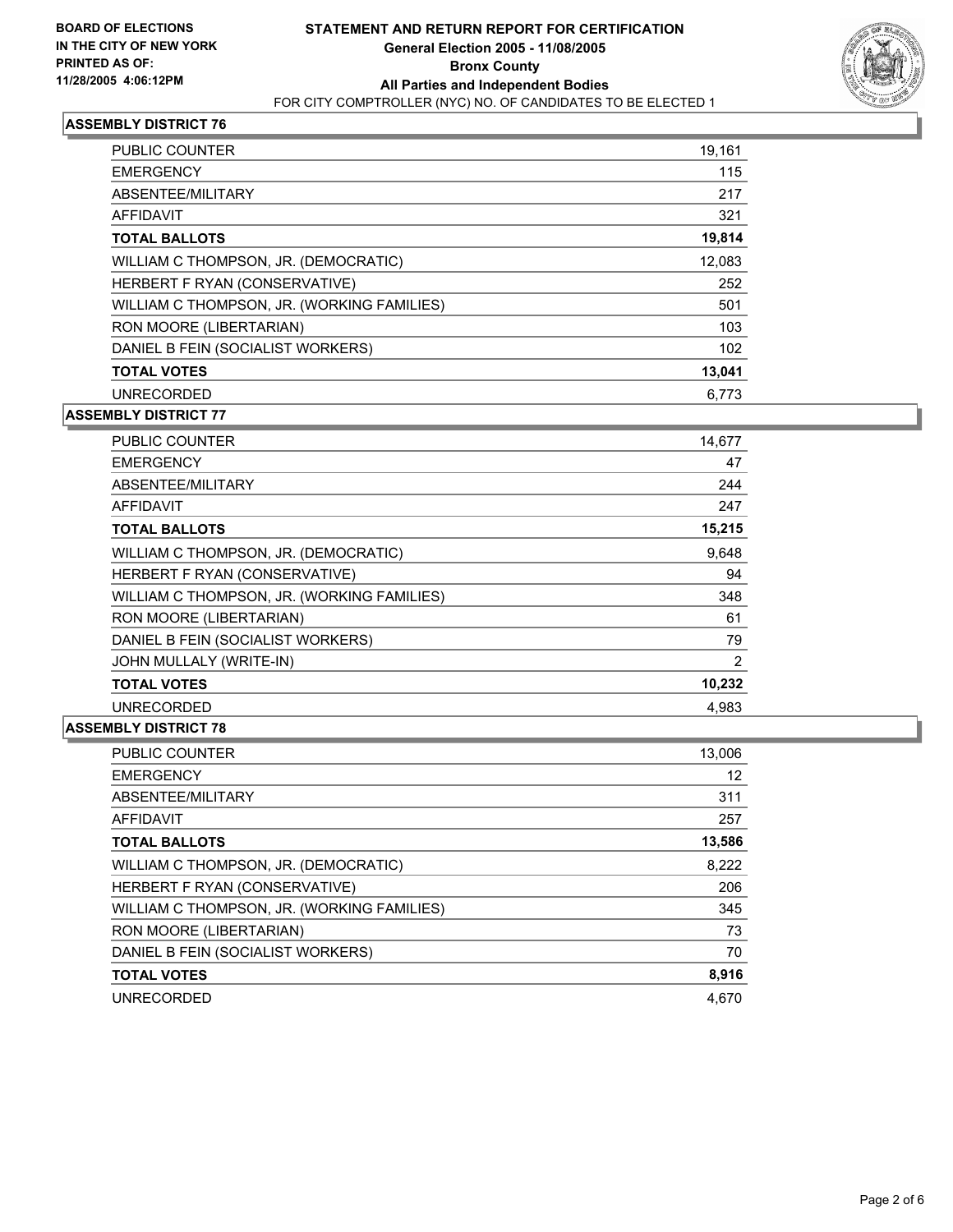**BOARD OF ELECTIONS IN THE CITY OF NEW YORK**
**PRINTED AS OF: 11/28/2005 4:06:12PM**

# STATEMENT AND RETURN REPORT FOR CERTIFICATION
## General Election 2005 - 11/08/2005
## Bronx County
## All Parties and Independent Bodies
FOR CITY COMPTROLLER (NYC) NO. OF CANDIDATES TO BE ELECTED 1

### ASSEMBLY DISTRICT 76

| | |
|---|---|
| PUBLIC COUNTER | 19,161 |
| EMERGENCY | 115 |
| ABSENTEE/MILITARY | 217 |
| AFFIDAVIT | 321 |
| **TOTAL BALLOTS** | **19,814** |
| WILLIAM C THOMPSON, JR. (DEMOCRATIC) | 12,083 |
| HERBERT F RYAN (CONSERVATIVE) | 252 |
| WILLIAM C THOMPSON, JR. (WORKING FAMILIES) | 501 |
| RON MOORE (LIBERTARIAN) | 103 |
| DANIEL B FEIN (SOCIALIST WORKERS) | 102 |
| **TOTAL VOTES** | **13,041** |
| UNRECORDED | 6,773 |

### ASSEMBLY DISTRICT 77

| | |
|---|---|
| PUBLIC COUNTER | 14,677 |
| EMERGENCY | 47 |
| ABSENTEE/MILITARY | 244 |
| AFFIDAVIT | 247 |
| **TOTAL BALLOTS** | **15,215** |
| WILLIAM C THOMPSON, JR. (DEMOCRATIC) | 9,648 |
| HERBERT F RYAN (CONSERVATIVE) | 94 |
| WILLIAM C THOMPSON, JR. (WORKING FAMILIES) | 348 |
| RON MOORE (LIBERTARIAN) | 61 |
| DANIEL B FEIN (SOCIALIST WORKERS) | 79 |
| JOHN MULLALY (WRITE-IN) | 2 |
| **TOTAL VOTES** | **10,232** |
| UNRECORDED | 4,983 |

### ASSEMBLY DISTRICT 78

| | |
|---|---|
| PUBLIC COUNTER | 13,006 |
| EMERGENCY | 12 |
| ABSENTEE/MILITARY | 311 |
| AFFIDAVIT | 257 |
| **TOTAL BALLOTS** | **13,586** |
| WILLIAM C THOMPSON, JR. (DEMOCRATIC) | 8,222 |
| HERBERT F RYAN (CONSERVATIVE) | 206 |
| WILLIAM C THOMPSON, JR. (WORKING FAMILIES) | 345 |
| RON MOORE (LIBERTARIAN) | 73 |
| DANIEL B FEIN (SOCIALIST WORKERS) | 70 |
| **TOTAL VOTES** | **8,916** |
| UNRECORDED | 4,670 |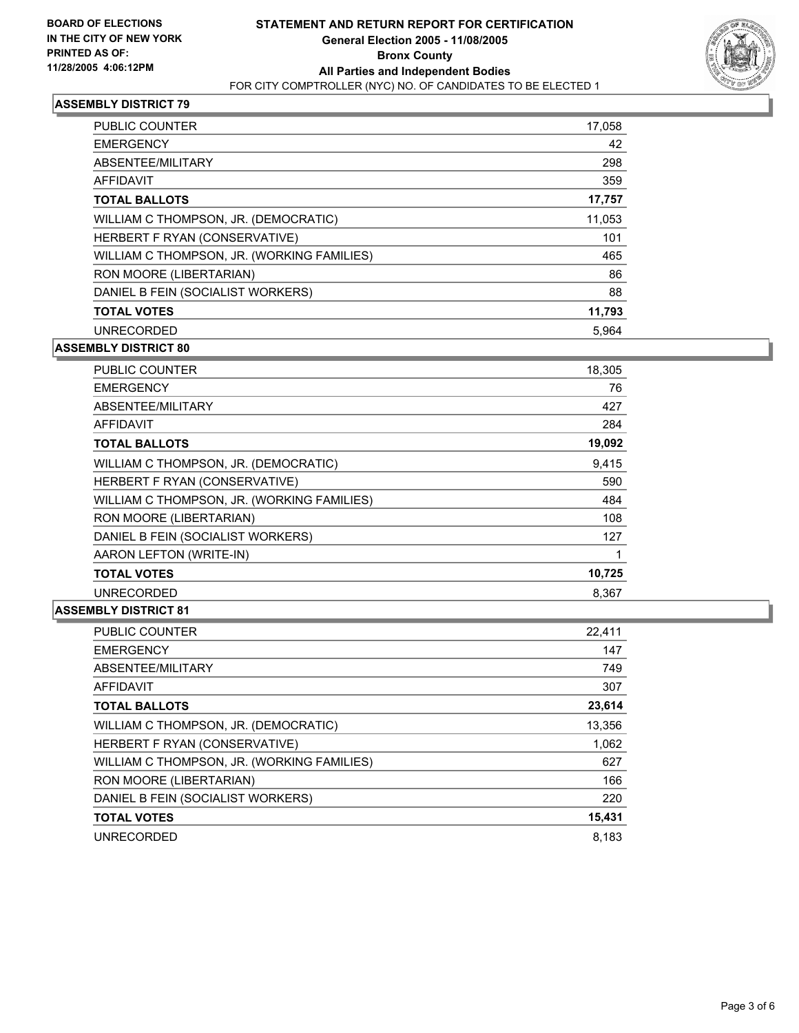**BOARD OF ELECTIONS IN THE CITY OF NEW YORK PRINTED AS OF: 11/28/2005 4:06:12PM**

# STATEMENT AND RETURN REPORT FOR CERTIFICATION
## General Election 2005 - 11/08/2005
## Bronx County
## All Parties and Independent Bodies
FOR CITY COMPTROLLER (NYC) NO. OF CANDIDATES TO BE ELECTED 1

### ASSEMBLY DISTRICT 79

| | |
|---|---|
| PUBLIC COUNTER | 17,058 |
| EMERGENCY | 42 |
| ABSENTEE/MILITARY | 298 |
| AFFIDAVIT | 359 |
| **TOTAL BALLOTS** | **17,757** |
| WILLIAM C THOMPSON, JR. (DEMOCRATIC) | 11,053 |
| HERBERT F RYAN (CONSERVATIVE) | 101 |
| WILLIAM C THOMPSON, JR. (WORKING FAMILIES) | 465 |
| RON MOORE (LIBERTARIAN) | 86 |
| DANIEL B FEIN (SOCIALIST WORKERS) | 88 |
| **TOTAL VOTES** | **11,793** |
| UNRECORDED | 5,964 |

### ASSEMBLY DISTRICT 80

| | |
|---|---|
| PUBLIC COUNTER | 18,305 |
| EMERGENCY | 76 |
| ABSENTEE/MILITARY | 427 |
| AFFIDAVIT | 284 |
| **TOTAL BALLOTS** | **19,092** |
| WILLIAM C THOMPSON, JR. (DEMOCRATIC) | 9,415 |
| HERBERT F RYAN (CONSERVATIVE) | 590 |
| WILLIAM C THOMPSON, JR. (WORKING FAMILIES) | 484 |
| RON MOORE (LIBERTARIAN) | 108 |
| DANIEL B FEIN (SOCIALIST WORKERS) | 127 |
| AARON LEFTON (WRITE-IN) | 1 |
| **TOTAL VOTES** | **10,725** |
| UNRECORDED | 8,367 |

### ASSEMBLY DISTRICT 81

| | |
|---|---|
| PUBLIC COUNTER | 22,411 |
| EMERGENCY | 147 |
| ABSENTEE/MILITARY | 749 |
| AFFIDAVIT | 307 |
| **TOTAL BALLOTS** | **23,614** |
| WILLIAM C THOMPSON, JR. (DEMOCRATIC) | 13,356 |
| HERBERT F RYAN (CONSERVATIVE) | 1,062 |
| WILLIAM C THOMPSON, JR. (WORKING FAMILIES) | 627 |
| RON MOORE (LIBERTARIAN) | 166 |
| DANIEL B FEIN (SOCIALIST WORKERS) | 220 |
| **TOTAL VOTES** | **15,431** |
| UNRECORDED | 8,183 |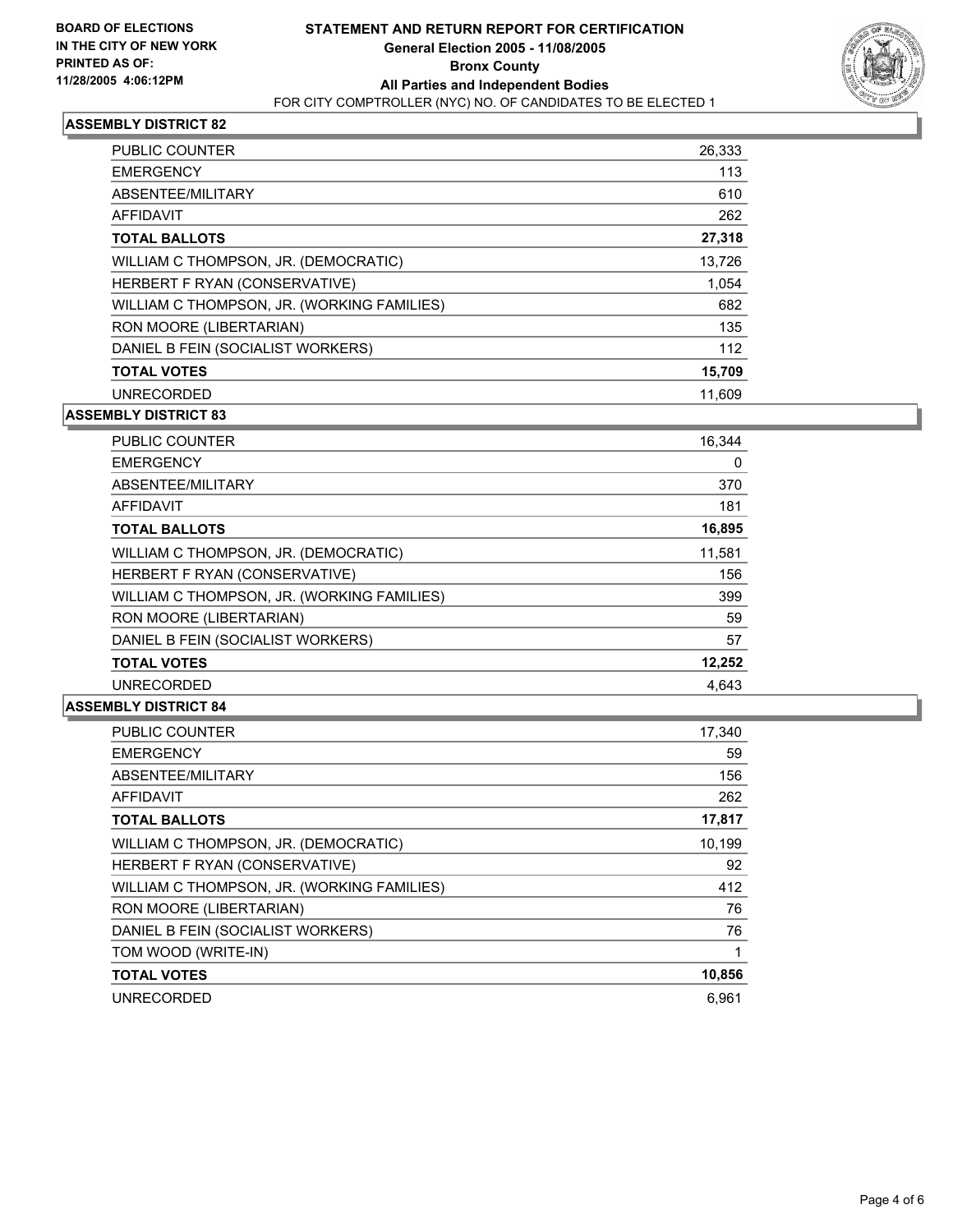**BOARD OF ELECTIONS IN THE CITY OF NEW YORK PRINTED AS OF: 11/28/2005 4:06:12PM**

# STATEMENT AND RETURN REPORT FOR CERTIFICATION
## General Election 2005 - 11/08/2005
## Bronx County
## All Parties and Independent Bodies
FOR CITY COMPTROLLER (NYC) NO. OF CANDIDATES TO BE ELECTED 1

### ASSEMBLY DISTRICT 82

| | |
|---|---|
| PUBLIC COUNTER | 26,333 |
| EMERGENCY | 113 |
| ABSENTEE/MILITARY | 610 |
| AFFIDAVIT | 262 |
| **TOTAL BALLOTS** | **27,318** |
| WILLIAM C THOMPSON, JR. (DEMOCRATIC) | 13,726 |
| HERBERT F RYAN (CONSERVATIVE) | 1,054 |
| WILLIAM C THOMPSON, JR. (WORKING FAMILIES) | 682 |
| RON MOORE (LIBERTARIAN) | 135 |
| DANIEL B FEIN (SOCIALIST WORKERS) | 112 |
| **TOTAL VOTES** | **15,709** |
| UNRECORDED | 11,609 |

### ASSEMBLY DISTRICT 83

| | |
|---|---|
| PUBLIC COUNTER | 16,344 |
| EMERGENCY | 0 |
| ABSENTEE/MILITARY | 370 |
| AFFIDAVIT | 181 |
| **TOTAL BALLOTS** | **16,895** |
| WILLIAM C THOMPSON, JR. (DEMOCRATIC) | 11,581 |
| HERBERT F RYAN (CONSERVATIVE) | 156 |
| WILLIAM C THOMPSON, JR. (WORKING FAMILIES) | 399 |
| RON MOORE (LIBERTARIAN) | 59 |
| DANIEL B FEIN (SOCIALIST WORKERS) | 57 |
| **TOTAL VOTES** | **12,252** |
| UNRECORDED | 4,643 |

### ASSEMBLY DISTRICT 84

| | |
|---|---|
| PUBLIC COUNTER | 17,340 |
| EMERGENCY | 59 |
| ABSENTEE/MILITARY | 156 |
| AFFIDAVIT | 262 |
| **TOTAL BALLOTS** | **17,817** |
| WILLIAM C THOMPSON, JR. (DEMOCRATIC) | 10,199 |
| HERBERT F RYAN (CONSERVATIVE) | 92 |
| WILLIAM C THOMPSON, JR. (WORKING FAMILIES) | 412 |
| RON MOORE (LIBERTARIAN) | 76 |
| DANIEL B FEIN (SOCIALIST WORKERS) | 76 |
| TOM WOOD (WRITE-IN) | 1 |
| **TOTAL VOTES** | **10,856** |
| UNRECORDED | 6,961 |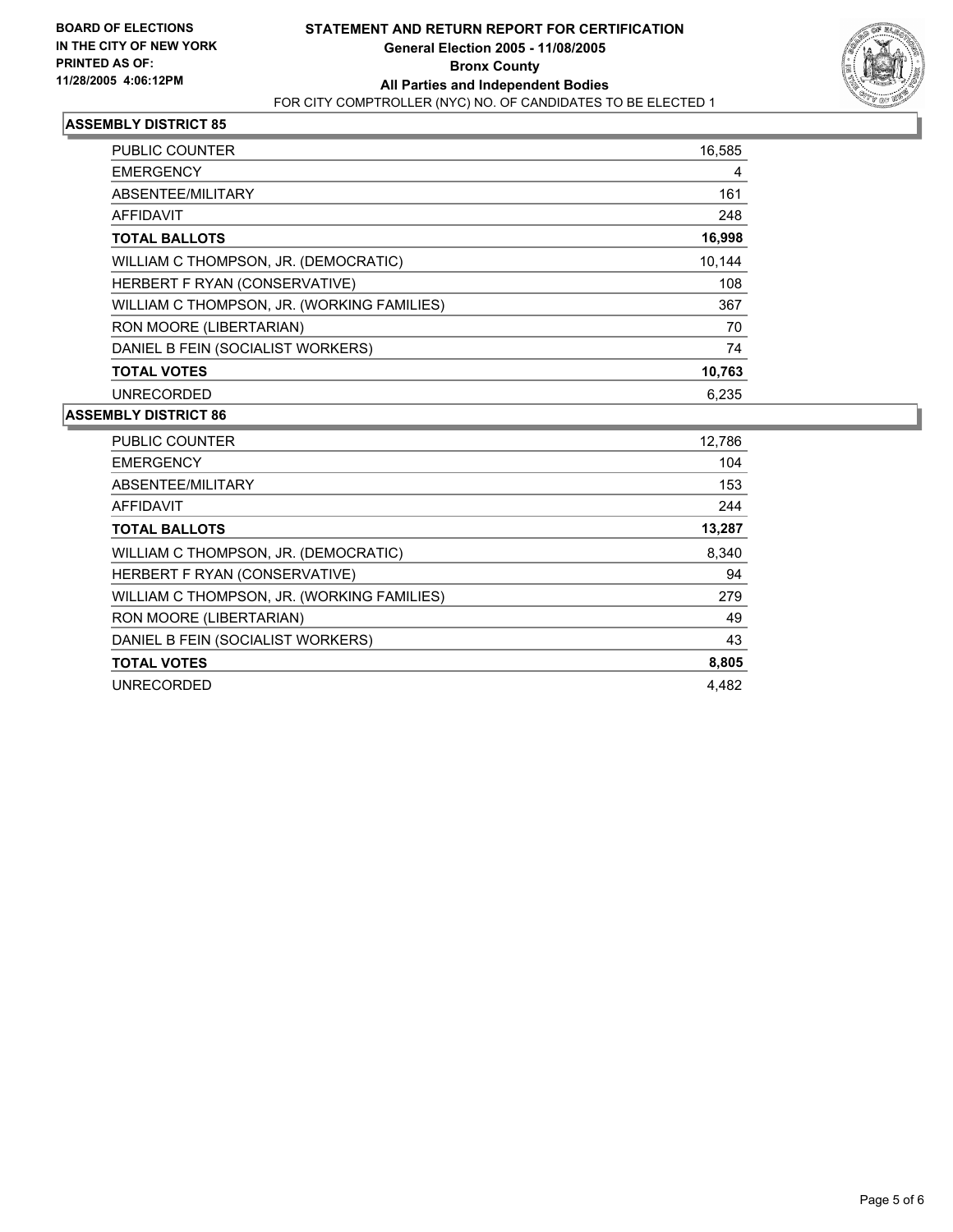**BOARD OF ELECTIONS IN THE CITY OF NEW YORK PRINTED AS OF: 11/28/2005 4:06:12PM**

# STATEMENT AND RETURN REPORT FOR CERTIFICATION
## General Election 2005 - 11/08/2005
## Bronx County
## All Parties and Independent Bodies
FOR CITY COMPTROLLER (NYC) NO. OF CANDIDATES TO BE ELECTED 1

### ASSEMBLY DISTRICT 85

| | |
|---|---|
| PUBLIC COUNTER | 16,585 |
| EMERGENCY | 4 |
| ABSENTEE/MILITARY | 161 |
| AFFIDAVIT | 248 |
| **TOTAL BALLOTS** | **16,998** |
| WILLIAM C THOMPSON, JR. (DEMOCRATIC) | 10,144 |
| HERBERT F RYAN (CONSERVATIVE) | 108 |
| WILLIAM C THOMPSON, JR. (WORKING FAMILIES) | 367 |
| RON MOORE (LIBERTARIAN) | 70 |
| DANIEL B FEIN (SOCIALIST WORKERS) | 74 |
| **TOTAL VOTES** | **10,763** |
| UNRECORDED | 6,235 |

### ASSEMBLY DISTRICT 86

| | |
|---|---|
| PUBLIC COUNTER | 12,786 |
| EMERGENCY | 104 |
| ABSENTEE/MILITARY | 153 |
| AFFIDAVIT | 244 |
| **TOTAL BALLOTS** | **13,287** |
| WILLIAM C THOMPSON, JR. (DEMOCRATIC) | 8,340 |
| HERBERT F RYAN (CONSERVATIVE) | 94 |
| WILLIAM C THOMPSON, JR. (WORKING FAMILIES) | 279 |
| RON MOORE (LIBERTARIAN) | 49 |
| DANIEL B FEIN (SOCIALIST WORKERS) | 43 |
| **TOTAL VOTES** | **8,805** |
| UNRECORDED | 4,482 |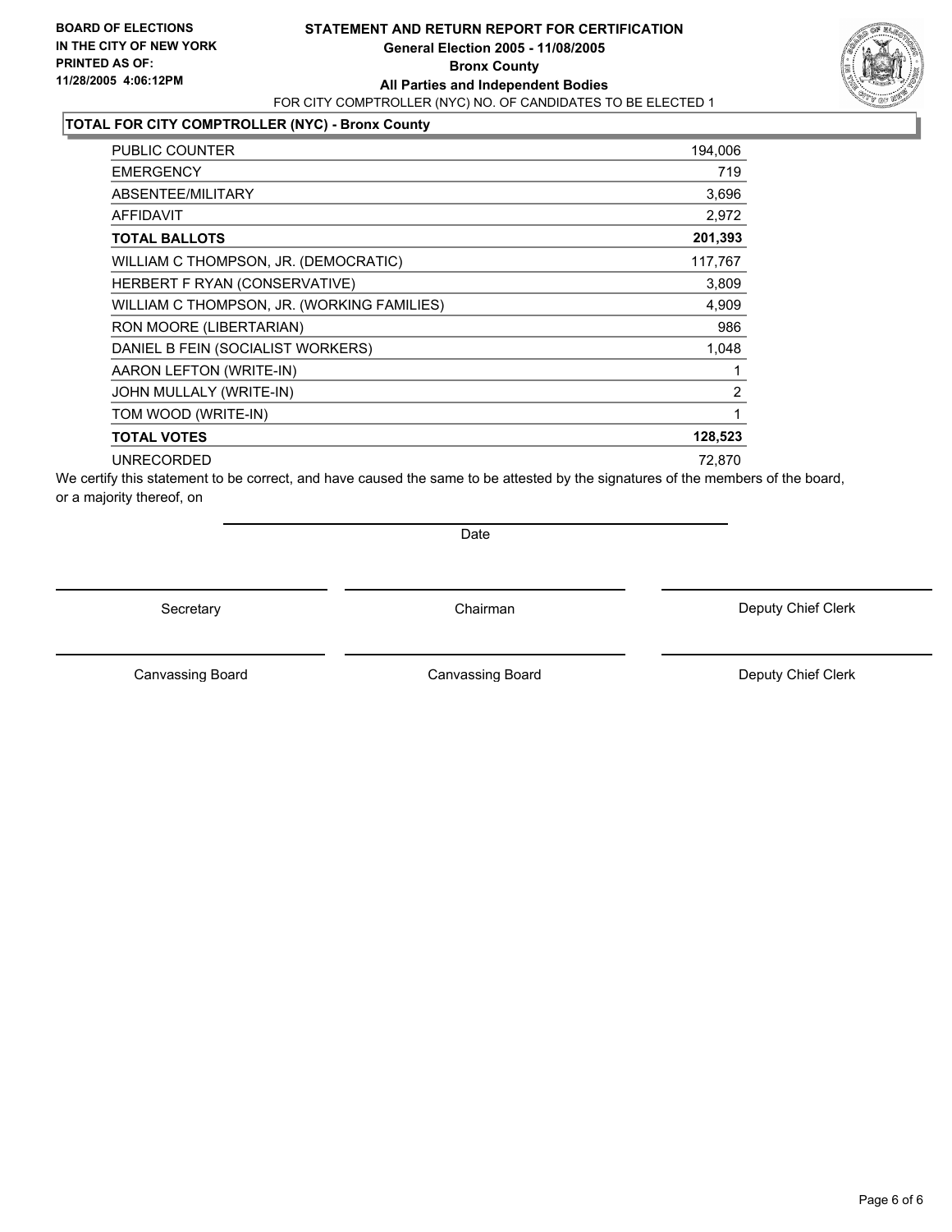**BOARD OF ELECTIONS IN THE CITY OF NEW YORK PRINTED AS OF: 11/28/2005 4:06:12PM**

# STATEMENT AND RETURN REPORT FOR CERTIFICATION
## General Election 2005 - 11/08/2005
## Bronx County
## All Parties and Independent Bodies

FOR CITY COMPTROLLER (NYC) NO. OF CANDIDATES TO BE ELECTED 1

### TOTAL FOR CITY COMPTROLLER (NYC) - Bronx County

| | |
|---|---|
| PUBLIC COUNTER | 194,006 |
| EMERGENCY | 719 |
| ABSENTEE/MILITARY | 3,696 |
| AFFIDAVIT | 2,972 |
| **TOTAL BALLOTS** | **201,393** |
| WILLIAM C THOMPSON, JR. (DEMOCRATIC) | 117,767 |
| HERBERT F RYAN (CONSERVATIVE) | 3,809 |
| WILLIAM C THOMPSON, JR. (WORKING FAMILIES) | 4,909 |
| RON MOORE (LIBERTARIAN) | 986 |
| DANIEL B FEIN (SOCIALIST WORKERS) | 1,048 |
| AARON LEFTON (WRITE-IN) | 1 |
| JOHN MULLALY (WRITE-IN) | 2 |
| TOM WOOD (WRITE-IN) | 1 |
| **TOTAL VOTES** | **128,523** |
| UNRECORDED | 72,870 |

We certify this statement to be correct, and have caused the same to be attested by the signatures of the members of the board, or a majority thereof, on

Date

Secretary | Chairman | Deputy Chief Clerk

Canvassing Board | Canvassing Board | Deputy Chief Clerk